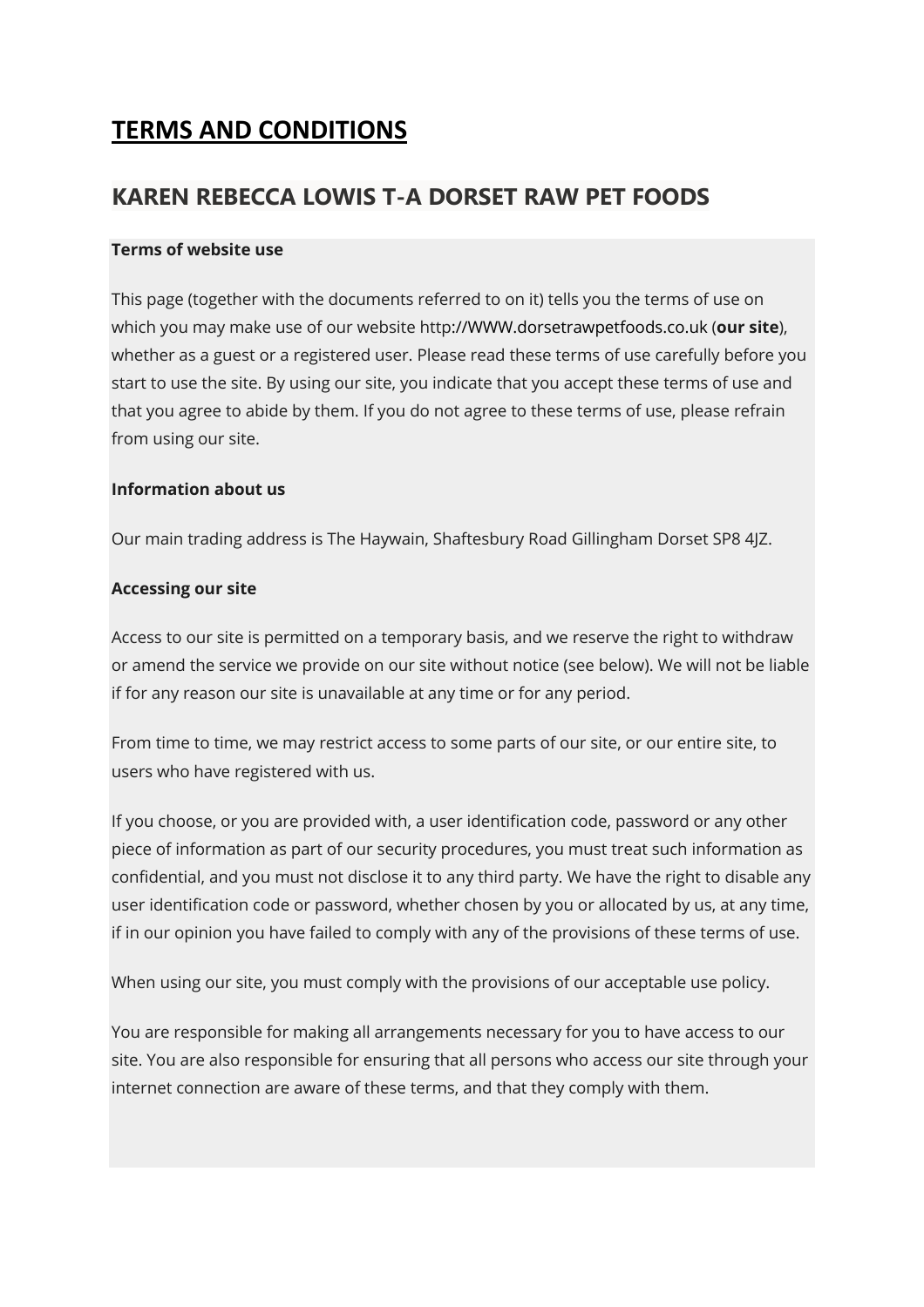# TERMS AND CONDITIONS

## KAREN REBECCA LOWIS T-A DORSET RAW PET FOODS

**Terms of website use**

This page (together with the documents referred to on it) tells you the terms of use on which you may make use of our website http://WWW.dorsetrawpetfoods.co.uk (**our site**), whether as a guest or a registered user. Please read these terms of use carefully before you start to use the site. By using our site, you indicate that you accept these terms of use and that you agree to abide by them. If you do not agree to these terms of use, please refrain from using our site.

**Information about us**

Our main trading address is The Haywain, Shaftesbury Road Gillingham Dorset SP8 4JZ.

**Accessing our site**

Access to our site is permitted on a temporary basis, and we reserve the right to withdraw or amend the service we provide on our site without notice (see below). We will not be liable if for any reason our site is unavailable at any time or for any period.

From time to time, we may restrict access to some parts of our site, or our entire site, to users who have registered with us.

If you choose, or you are provided with, a user identification code, password or any other piece of information as part of our security procedures, you must treat such information as confidential, and you must not disclose it to any third party. We have the right to disable any user identification code or password, whether chosen by you or allocated by us, at any time, if in our opinion you have failed to comply with any of the provisions of these terms of use.

When using our site, you must comply with the provisions of our acceptable use policy.

You are responsible for making all arrangements necessary for you to have access to our site. You are also responsible for ensuring that all persons who access our site through your internet connection are aware of these terms, and that they comply with them.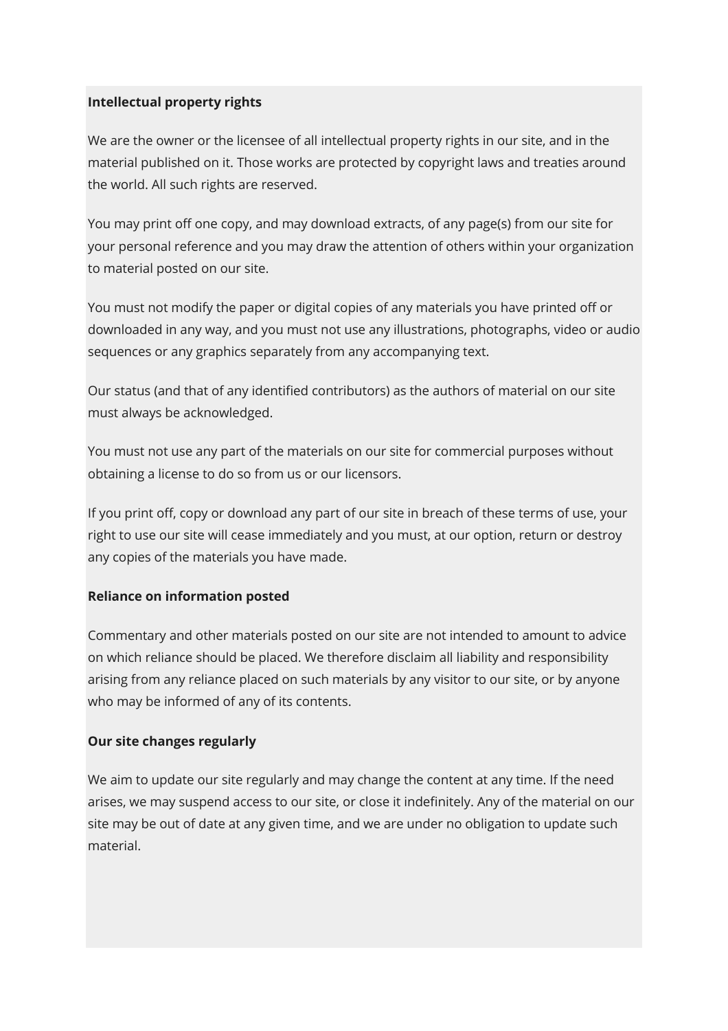**Intellectual property rights**

We are the owner or the licensee of all intellectual property rights in our site, and in the material published on it. Those works are protected by copyright laws and treaties around the world. All such rights are reserved.

You may print off one copy, and may download extracts, of any page(s) from our site for your personal reference and you may draw the attention of others within your organization to material posted on our site.

You must not modify the paper or digital copies of any materials you have printed off or downloaded in any way, and you must not use any illustrations, photographs, video or audio sequences or any graphics separately from any accompanying text.

Our status (and that of any identified contributors) as the authors of material on our site must always be acknowledged.

You must not use any part of the materials on our site for commercial purposes without obtaining a license to do so from us or our licensors.

If you print off, copy or download any part of our site in breach of these terms of use, your right to use our site will cease immediately and you must, at our option, return or destroy any copies of the materials you have made.

**Reliance on information posted**

Commentary and other materials posted on our site are not intended to amount to advice on which reliance should be placed. We therefore disclaim all liability and responsibility arising from any reliance placed on such materials by any visitor to our site, or by anyone who may be informed of any of its contents.

**Our site changes regularly**

We aim to update our site regularly and may change the content at any time. If the need arises, we may suspend access to our site, or close it indefinitely. Any of the material on our site may be out of date at any given time, and we are under no obligation to update such material.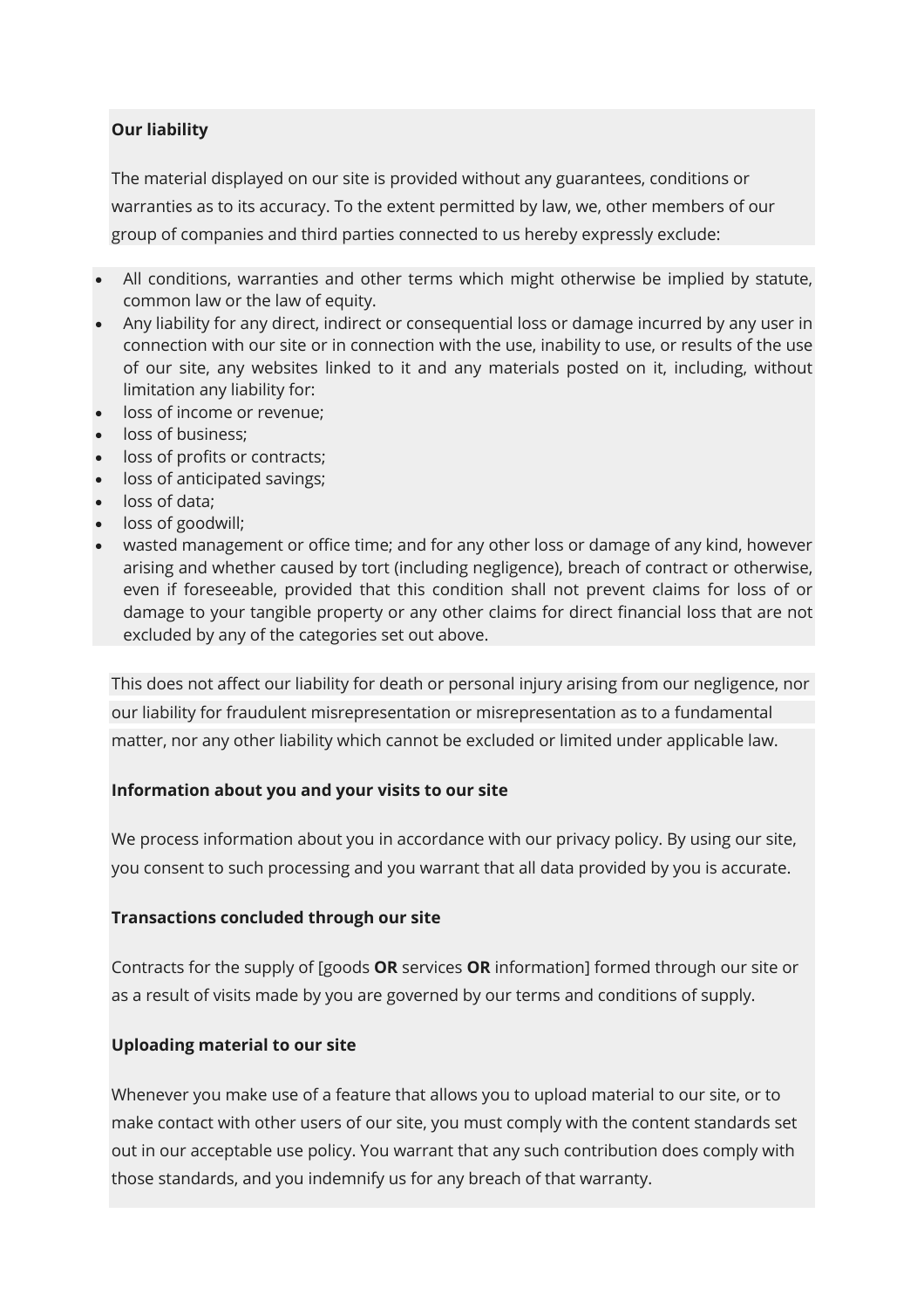**Our liability**

The material displayed on our site is provided without any guarantees, conditions or warranties as to its accuracy. To the extent permitted by law, we, other members of our group of companies and third parties connected to us hereby expressly exclude:

- All conditions, warranties and other terms which might otherwise be implied by statute, common law or the law of equity.
- Any liability for any direct, indirect or consequential loss or damage incurred by any user in connection with our site or in connection with the use, inability to use, or results of the use of our site, any websites linked to it and any materials posted on it, including, without limitation any liability for:
- loss of income or revenue;
- loss of business;
- loss of profits or contracts;
- loss of anticipated savings;
- loss of data;
- loss of goodwill;
- wasted management or office time; and for any other loss or damage of any kind, however arising and whether caused by tort (including negligence), breach of contract or otherwise, even if foreseeable, provided that this condition shall not prevent claims for loss of or damage to your tangible property or any other claims for direct financial loss that are not excluded by any of the categories set out above.

This does not affect our liability for death or personal injury arising from our negligence, nor our liability for fraudulent misrepresentation or misrepresentation as to a fundamental matter, nor any other liability which cannot be excluded or limited under applicable law.

**Information about you and your visits to our site**

We process information about you in accordance with our privacy policy. By using our site, you consent to such processing and you warrant that all data provided by you is accurate.

**Transactions concluded through our site**

Contracts for the supply of [goods **OR** services **OR** information] formed through our site or as a result of visits made by you are governed by our terms and conditions of supply.

**Uploading material to our site**

Whenever you make use of a feature that allows you to upload material to our site, or to make contact with other users of our site, you must comply with the content standards set out in our acceptable use policy. You warrant that any such contribution does comply with those standards, and you indemnify us for any breach of that warranty.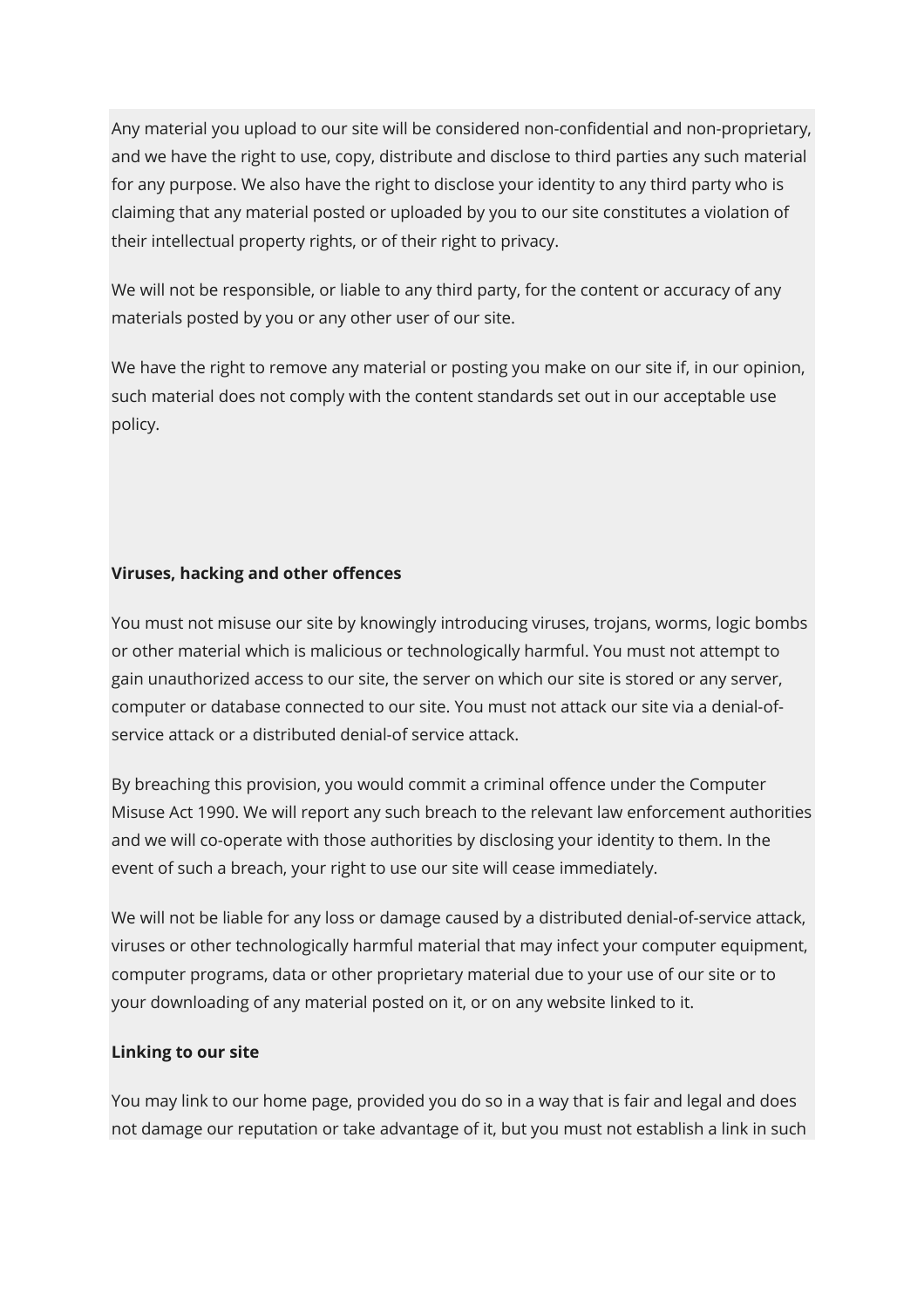Any material you upload to our site will be considered non-confidential and non-proprietary, and we have the right to use, copy, distribute and disclose to third parties any such material for any purpose. We also have the right to disclose your identity to any third party who is claiming that any material posted or uploaded by you to our site constitutes a violation of their intellectual property rights, or of their right to privacy.

We will not be responsible, or liable to any third party, for the content or accuracy of any materials posted by you or any other user of our site.

We have the right to remove any material or posting you make on our site if, in our opinion, such material does not comply with the content standards set out in our acceptable use policy.

**Viruses, hacking and other offences**

You must not misuse our site by knowingly introducing viruses, trojans, worms, logic bombs or other material which is malicious or technologically harmful. You must not attempt to gain unauthorized access to our site, the server on which our site is stored or any server, computer or database connected to our site. You must not attack our site via a denial-of-service attack or a distributed denial-of service attack.

By breaching this provision, you would commit a criminal offence under the Computer Misuse Act 1990. We will report any such breach to the relevant law enforcement authorities and we will co-operate with those authorities by disclosing your identity to them. In the event of such a breach, your right to use our site will cease immediately.

We will not be liable for any loss or damage caused by a distributed denial-of-service attack, viruses or other technologically harmful material that may infect your computer equipment, computer programs, data or other proprietary material due to your use of our site or to your downloading of any material posted on it, or on any website linked to it.

**Linking to our site**

You may link to our home page, provided you do so in a way that is fair and legal and does not damage our reputation or take advantage of it, but you must not establish a link in such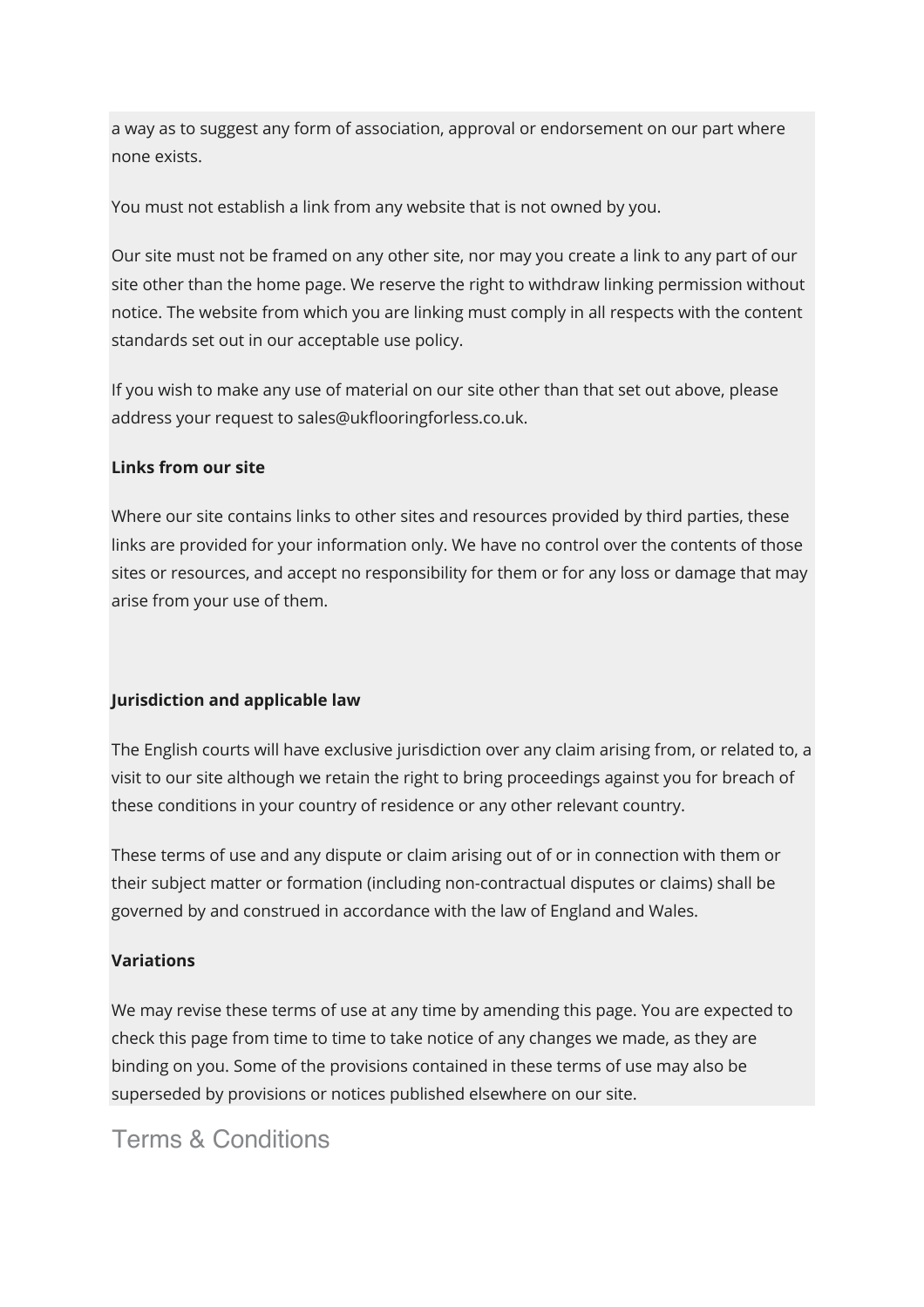a way as to suggest any form of association, approval or endorsement on our part where none exists.

You must not establish a link from any website that is not owned by you.

Our site must not be framed on any other site, nor may you create a link to any part of our site other than the home page. We reserve the right to withdraw linking permission without notice. The website from which you are linking must comply in all respects with the content standards set out in our acceptable use policy.

If you wish to make any use of material on our site other than that set out above, please address your request to sales@ukflooringforless.co.uk.

**Links from our site**

Where our site contains links to other sites and resources provided by third parties, these links are provided for your information only. We have no control over the contents of those sites or resources, and accept no responsibility for them or for any loss or damage that may arise from your use of them.

**Jurisdiction and applicable law**

The English courts will have exclusive jurisdiction over any claim arising from, or related to, a visit to our site although we retain the right to bring proceedings against you for breach of these conditions in your country of residence or any other relevant country.

These terms of use and any dispute or claim arising out of or in connection with them or their subject matter or formation (including non-contractual disputes or claims) shall be governed by and construed in accordance with the law of England and Wales.

**Variations**

We may revise these terms of use at any time by amending this page. You are expected to check this page from time to time to take notice of any changes we made, as they are binding on you. Some of the provisions contained in these terms of use may also be superseded by provisions or notices published elsewhere on our site.

# Terms & Conditions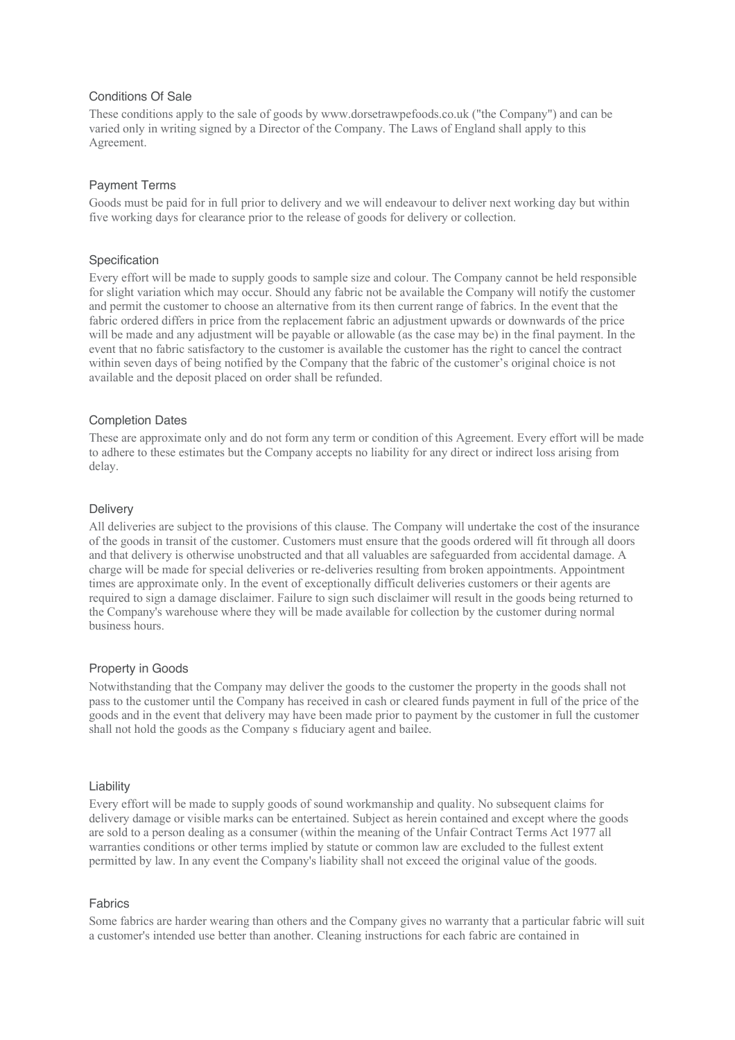## Conditions Of Sale

These conditions apply to the sale of goods by www.dorsetrawpefoods.co.uk ("the Company") and can be varied only in writing signed by a Director of the Company. The Laws of England shall apply to this Agreement.

## Payment Terms

Goods must be paid for in full prior to delivery and we will endeavour to deliver next working day but within five working days for clearance prior to the release of goods for delivery or collection.

## Specification

Every effort will be made to supply goods to sample size and colour. The Company cannot be held responsible for slight variation which may occur. Should any fabric not be available the Company will notify the customer and permit the customer to choose an alternative from its then current range of fabrics. In the event that the fabric ordered differs in price from the replacement fabric an adjustment upwards or downwards of the price will be made and any adjustment will be payable or allowable (as the case may be) in the final payment. In the event that no fabric satisfactory to the customer is available the customer has the right to cancel the contract within seven days of being notified by the Company that the fabric of the customer's original choice is not available and the deposit placed on order shall be refunded.

## Completion Dates

These are approximate only and do not form any term or condition of this Agreement. Every effort will be made to adhere to these estimates but the Company accepts no liability for any direct or indirect loss arising from delay.

## Delivery

All deliveries are subject to the provisions of this clause. The Company will undertake the cost of the insurance of the goods in transit of the customer. Customers must ensure that the goods ordered will fit through all doors and that delivery is otherwise unobstructed and that all valuables are safeguarded from accidental damage. A charge will be made for special deliveries or re-deliveries resulting from broken appointments. Appointment times are approximate only. In the event of exceptionally difficult deliveries customers or their agents are required to sign a damage disclaimer. Failure to sign such disclaimer will result in the goods being returned to the Company's warehouse where they will be made available for collection by the customer during normal business hours.

## Property in Goods

Notwithstanding that the Company may deliver the goods to the customer the property in the goods shall not pass to the customer until the Company has received in cash or cleared funds payment in full of the price of the goods and in the event that delivery may have been made prior to payment by the customer in full the customer shall not hold the goods as the Company s fiduciary agent and bailee.

## Liability

Every effort will be made to supply goods of sound workmanship and quality. No subsequent claims for delivery damage or visible marks can be entertained. Subject as herein contained and except where the goods are sold to a person dealing as a consumer (within the meaning of the Unfair Contract Terms Act 1977 all warranties conditions or other terms implied by statute or common law are excluded to the fullest extent permitted by law. In any event the Company's liability shall not exceed the original value of the goods.

## Fabrics

Some fabrics are harder wearing than others and the Company gives no warranty that a particular fabric will suit a customer's intended use better than another. Cleaning instructions for each fabric are contained in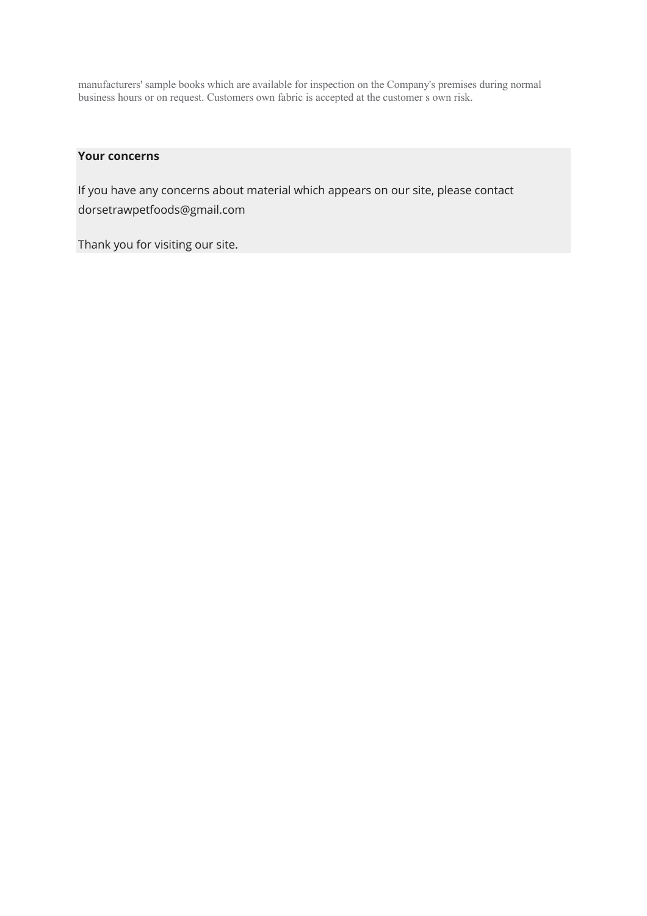manufacturers' sample books which are available for inspection on the Company's premises during normal business hours or on request. Customers own fabric is accepted at the customer s own risk.

**Your concerns**

If you have any concerns about material which appears on our site, please contact dorsetrawpetfoods@gmail.com

Thank you for visiting our site.